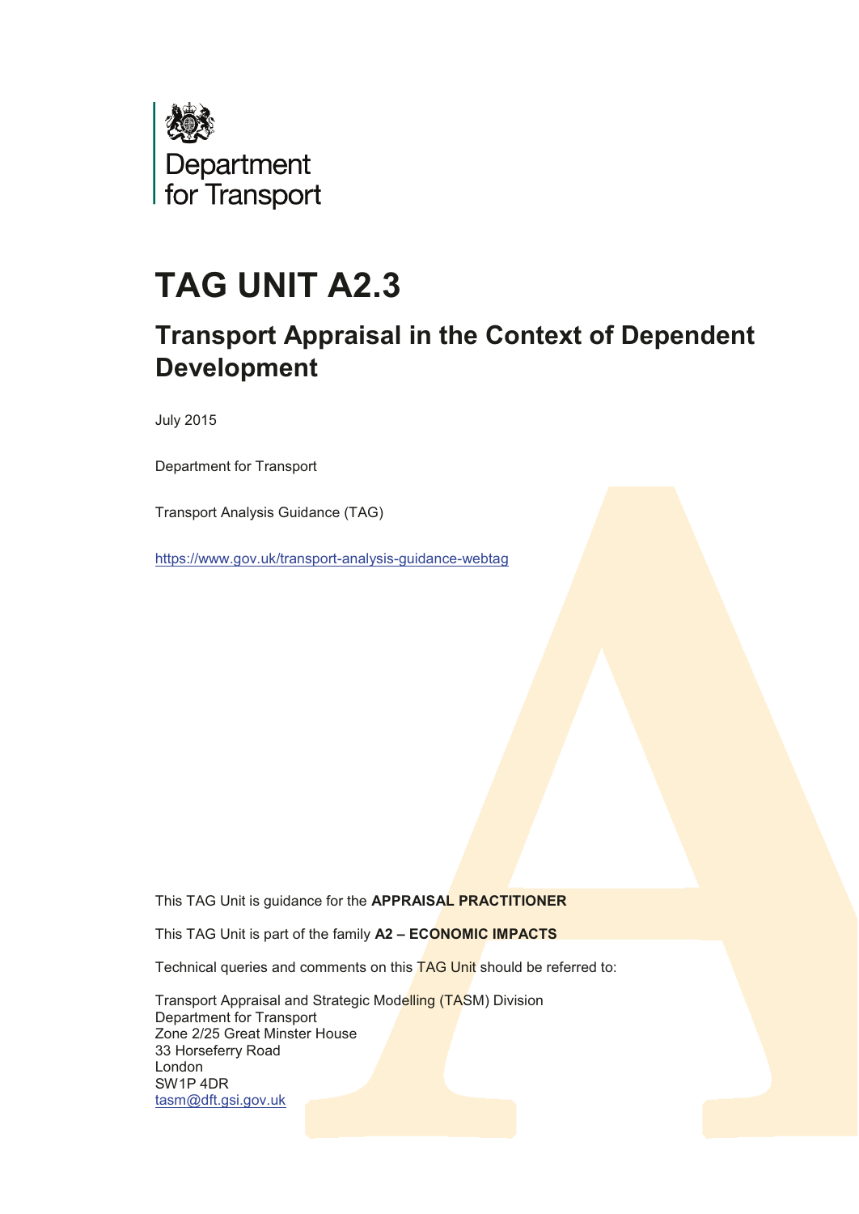Department for Transport

# TAG UNIT A2.3

## Transport Appraisal in the Context of Dependent Development

July 2015

Department for Transport

Transport Analysis Guidance (TAG)

https://www.gov.uk/transport-analysis-guidance-webtag

This TAG Unit is guidance for the **APPRAISAL PRACTITIONER**

This TAG Unit is part of the family **A2 – ECONOMIC IMPACTS**

Technical queries and comments on this TAG Unit should be referred to:

Transport Appraisal and Strategic Modelling (TASM) Division
Department for Transport
Zone 2/25 Great Minster House
33 Horseferry Road
London
SW1P 4DR
tasm@dft.gsi.gov.uk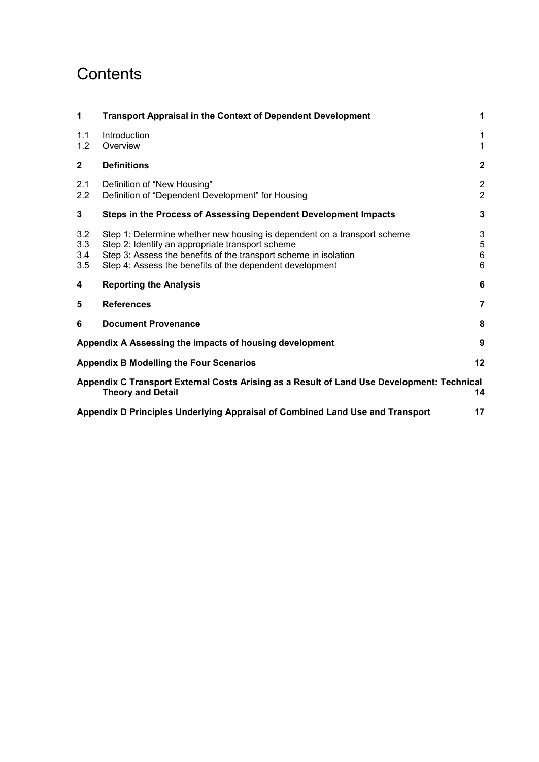# Contents

| | | |
|---|---|---|
| **1** | **Transport Appraisal in the Context of Dependent Development** | **1** |
| 1.1 | Introduction | 1 |
| 1.2 | Overview | 1 |
| **2** | **Definitions** | **2** |
| 2.1 | Definition of “New Housing” | 2 |
| 2.2 | Definition of “Dependent Development” for Housing | 2 |
| **3** | **Steps in the Process of Assessing Dependent Development Impacts** | **3** |
| 3.2 | Step 1: Determine whether new housing is dependent on a transport scheme | 3 |
| 3.3 | Step 2: Identify an appropriate transport scheme | 5 |
| 3.4 | Step 3: Assess the benefits of the transport scheme in isolation | 6 |
| 3.5 | Step 4: Assess the benefits of the dependent development | 6 |
| **4** | **Reporting the Analysis** | **6** |
| **5** | **References** | **7** |
| **6** | **Document Provenance** | **8** |
| | **Appendix A Assessing the impacts of housing development** | **9** |
| | **Appendix B Modelling the Four Scenarios** | **12** |
| | **Appendix C Transport External Costs Arising as a Result of Land Use Development: Technical Theory and Detail** | **14** |
| | **Appendix D Principles Underlying Appraisal of Combined Land Use and Transport** | **17** |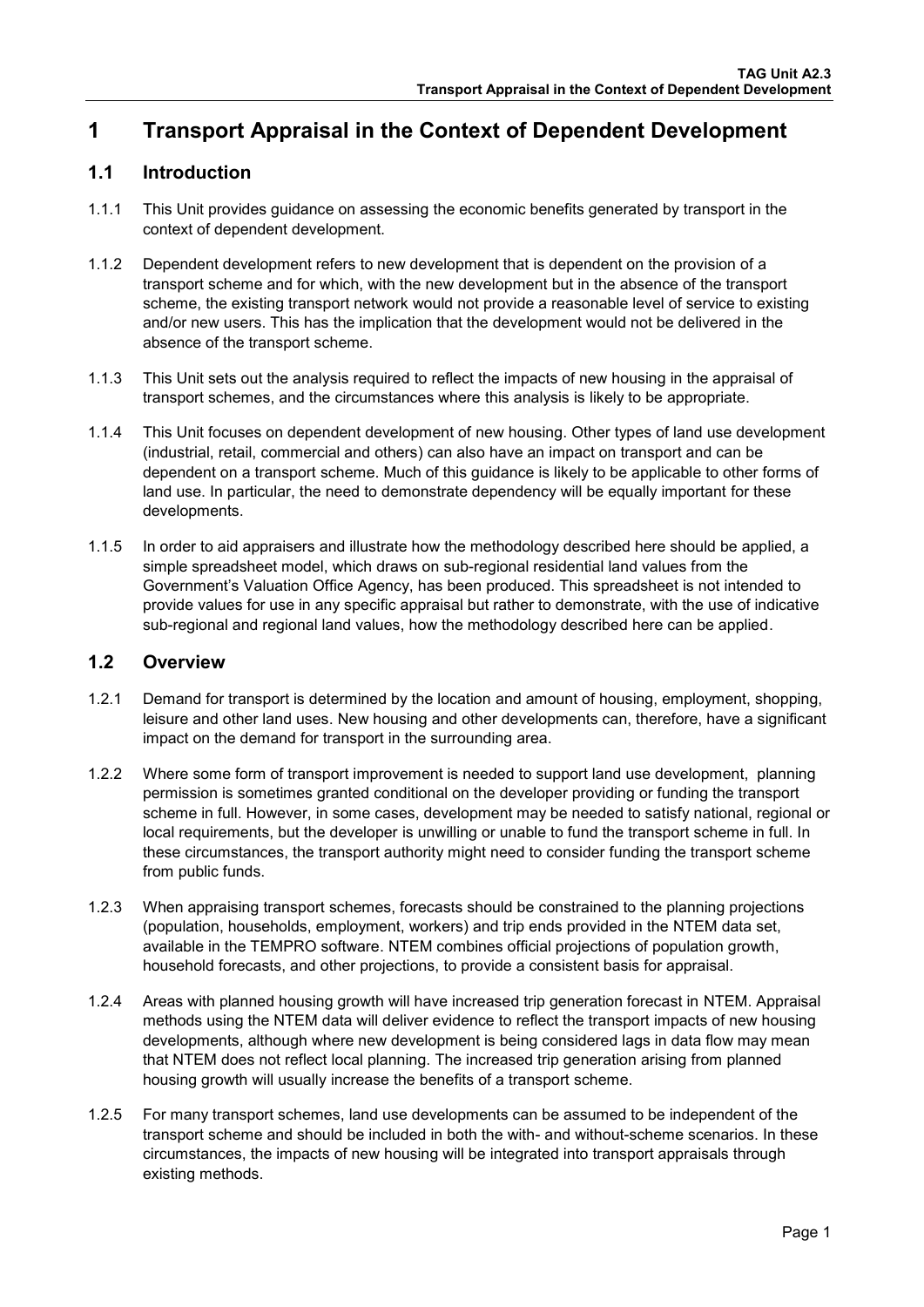# 1 Transport Appraisal in the Context of Dependent Development

## 1.1 Introduction

1.1.1 This Unit provides guidance on assessing the economic benefits generated by transport in the context of dependent development.

1.1.2 Dependent development refers to new development that is dependent on the provision of a transport scheme and for which, with the new development but in the absence of the transport scheme, the existing transport network would not provide a reasonable level of service to existing and/or new users. This has the implication that the development would not be delivered in the absence of the transport scheme.

1.1.3 This Unit sets out the analysis required to reflect the impacts of new housing in the appraisal of transport schemes, and the circumstances where this analysis is likely to be appropriate.

1.1.4 This Unit focuses on dependent development of new housing. Other types of land use development (industrial, retail, commercial and others) can also have an impact on transport and can be dependent on a transport scheme. Much of this guidance is likely to be applicable to other forms of land use. In particular, the need to demonstrate dependency will be equally important for these developments.

1.1.5 In order to aid appraisers and illustrate how the methodology described here should be applied, a simple spreadsheet model, which draws on sub-regional residential land values from the Government's Valuation Office Agency, has been produced. This spreadsheet is not intended to provide values for use in any specific appraisal but rather to demonstrate, with the use of indicative sub-regional and regional land values, how the methodology described here can be applied.

## 1.2 Overview

1.2.1 Demand for transport is determined by the location and amount of housing, employment, shopping, leisure and other land uses. New housing and other developments can, therefore, have a significant impact on the demand for transport in the surrounding area.

1.2.2 Where some form of transport improvement is needed to support land use development, planning permission is sometimes granted conditional on the developer providing or funding the transport scheme in full. However, in some cases, development may be needed to satisfy national, regional or local requirements, but the developer is unwilling or unable to fund the transport scheme in full. In these circumstances, the transport authority might need to consider funding the transport scheme from public funds.

1.2.3 When appraising transport schemes, forecasts should be constrained to the planning projections (population, households, employment, workers) and trip ends provided in the NTEM data set, available in the TEMPRO software. NTEM combines official projections of population growth, household forecasts, and other projections, to provide a consistent basis for appraisal.

1.2.4 Areas with planned housing growth will have increased trip generation forecast in NTEM. Appraisal methods using the NTEM data will deliver evidence to reflect the transport impacts of new housing developments, although where new development is being considered lags in data flow may mean that NTEM does not reflect local planning. The increased trip generation arising from planned housing growth will usually increase the benefits of a transport scheme.

1.2.5 For many transport schemes, land use developments can be assumed to be independent of the transport scheme and should be included in both the with- and without-scheme scenarios. In these circumstances, the impacts of new housing will be integrated into transport appraisals through existing methods.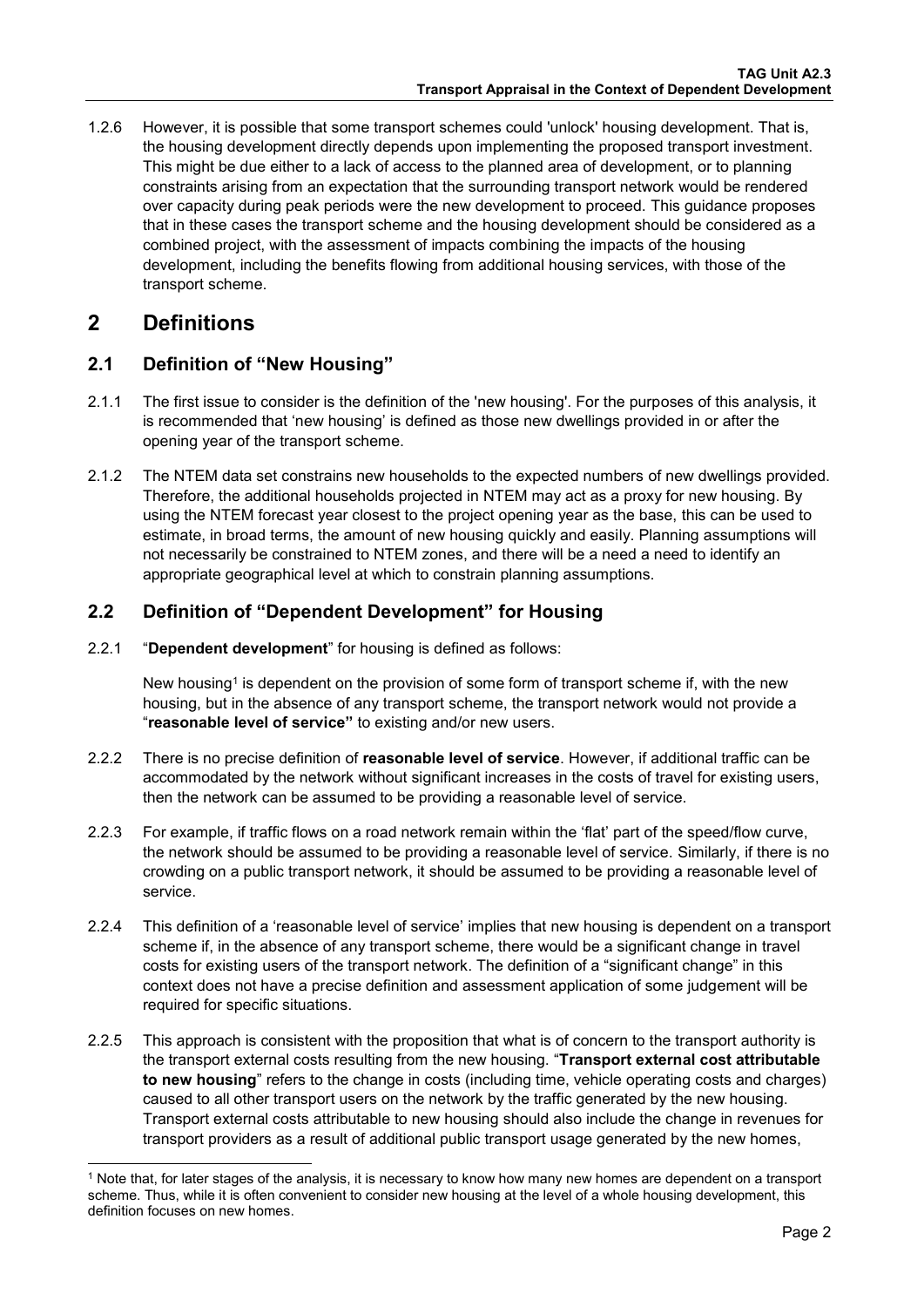1.2.6 However, it is possible that some transport schemes could 'unlock' housing development. That is, the housing development directly depends upon implementing the proposed transport investment. This might be due either to a lack of access to the planned area of development, or to planning constraints arising from an expectation that the surrounding transport network would be rendered over capacity during peak periods were the new development to proceed. This guidance proposes that in these cases the transport scheme and the housing development should be considered as a combined project, with the assessment of impacts combining the impacts of the housing development, including the benefits flowing from additional housing services, with those of the transport scheme.

# 2 Definitions

## 2.1 Definition of "New Housing"

2.1.1 The first issue to consider is the definition of the 'new housing'. For the purposes of this analysis, it is recommended that 'new housing' is defined as those new dwellings provided in or after the opening year of the transport scheme.

2.1.2 The NTEM data set constrains new households to the expected numbers of new dwellings provided. Therefore, the additional households projected in NTEM may act as a proxy for new housing. By using the NTEM forecast year closest to the project opening year as the base, this can be used to estimate, in broad terms, the amount of new housing quickly and easily. Planning assumptions will not necessarily be constrained to NTEM zones, and there will be a need a need to identify an appropriate geographical level at which to constrain planning assumptions.

## 2.2 Definition of "Dependent Development" for Housing

2.2.1 "**Dependent development**" for housing is defined as follows:

New housing[1] is dependent on the provision of some form of transport scheme if, with the new housing, but in the absence of any transport scheme, the transport network would not provide a "**reasonable level of service"** to existing and/or new users.

2.2.2 There is no precise definition of **reasonable level of service**. However, if additional traffic can be accommodated by the network without significant increases in the costs of travel for existing users, then the network can be assumed to be providing a reasonable level of service.

2.2.3 For example, if traffic flows on a road network remain within the 'flat' part of the speed/flow curve, the network should be assumed to be providing a reasonable level of service. Similarly, if there is no crowding on a public transport network, it should be assumed to be providing a reasonable level of service.

2.2.4 This definition of a 'reasonable level of service' implies that new housing is dependent on a transport scheme if, in the absence of any transport scheme, there would be a significant change in travel costs for existing users of the transport network. The definition of a "significant change" in this context does not have a precise definition and assessment application of some judgement will be required for specific situations.

2.2.5 This approach is consistent with the proposition that what is of concern to the transport authority is the transport external costs resulting from the new housing. "**Transport external cost attributable to new housing**" refers to the change in costs (including time, vehicle operating costs and charges) caused to all other transport users on the network by the traffic generated by the new housing. Transport external costs attributable to new housing should also include the change in revenues for transport providers as a result of additional public transport usage generated by the new homes,

[1] Note that, for later stages of the analysis, it is necessary to know how many new homes are dependent on a transport scheme. Thus, while it is often convenient to consider new housing at the level of a whole housing development, this definition focuses on new homes.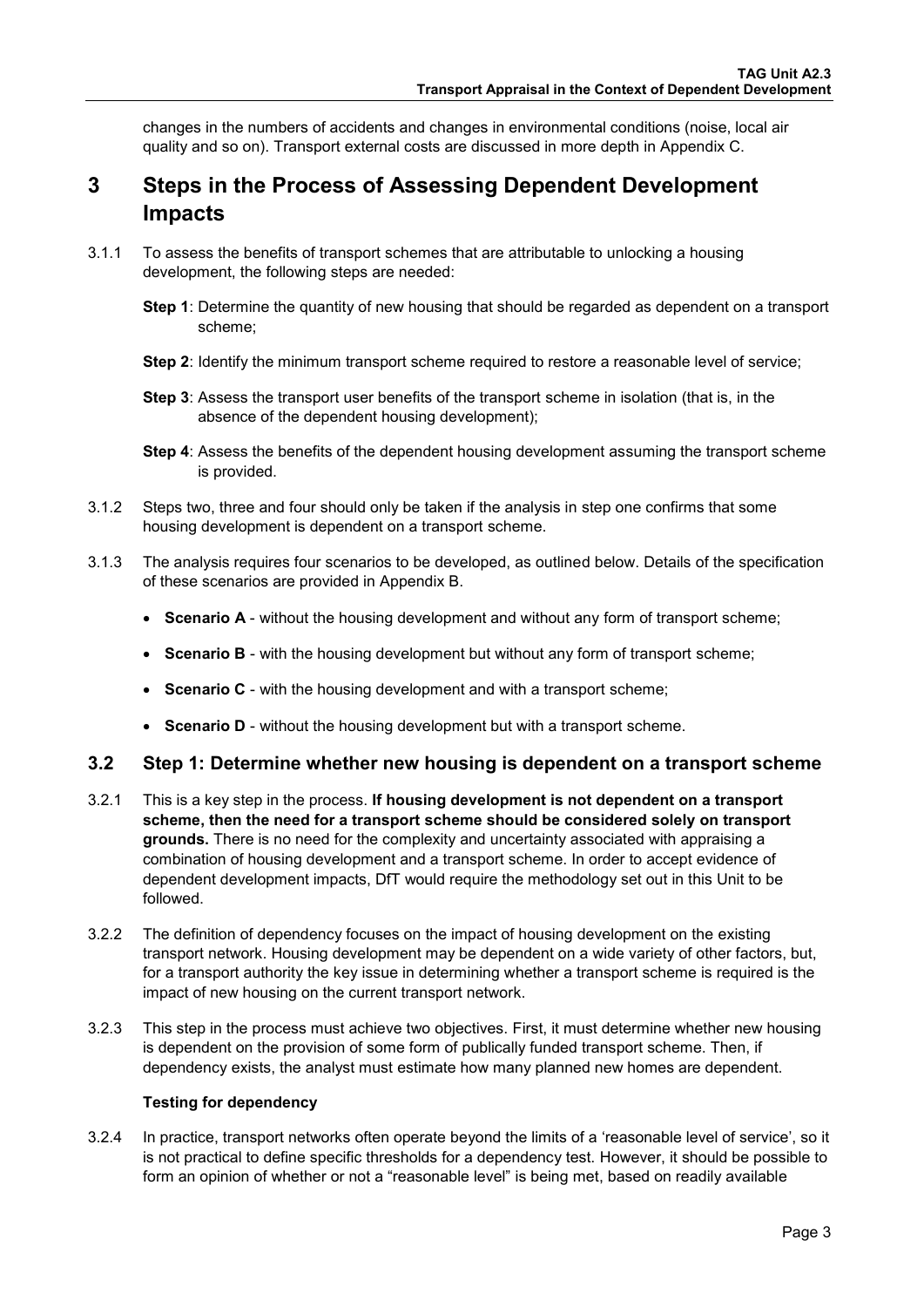changes in the numbers of accidents and changes in environmental conditions (noise, local air quality and so on). Transport external costs are discussed in more depth in Appendix C.

# 3 Steps in the Process of Assessing Dependent Development Impacts

3.1.1 To assess the benefits of transport schemes that are attributable to unlocking a housing development, the following steps are needed:

**Step 1**: Determine the quantity of new housing that should be regarded as dependent on a transport scheme;

**Step 2**: Identify the minimum transport scheme required to restore a reasonable level of service;

**Step 3**: Assess the transport user benefits of the transport scheme in isolation (that is, in the absence of the dependent housing development);

**Step 4**: Assess the benefits of the dependent housing development assuming the transport scheme is provided.

3.1.2 Steps two, three and four should only be taken if the analysis in step one confirms that some housing development is dependent on a transport scheme.

3.1.3 The analysis requires four scenarios to be developed, as outlined below. Details of the specification of these scenarios are provided in Appendix B.

- **Scenario A** - without the housing development and without any form of transport scheme;
- **Scenario B** - with the housing development but without any form of transport scheme;
- **Scenario C** - with the housing development and with a transport scheme;
- **Scenario D** - without the housing development but with a transport scheme.

## 3.2 Step 1: Determine whether new housing is dependent on a transport scheme

3.2.1 This is a key step in the process. **If housing development is not dependent on a transport scheme, then the need for a transport scheme should be considered solely on transport grounds.** There is no need for the complexity and uncertainty associated with appraising a combination of housing development and a transport scheme. In order to accept evidence of dependent development impacts, DfT would require the methodology set out in this Unit to be followed.

3.2.2 The definition of dependency focuses on the impact of housing development on the existing transport network. Housing development may be dependent on a wide variety of other factors, but, for a transport authority the key issue in determining whether a transport scheme is required is the impact of new housing on the current transport network.

3.2.3 This step in the process must achieve two objectives. First, it must determine whether new housing is dependent on the provision of some form of publically funded transport scheme. Then, if dependency exists, the analyst must estimate how many planned new homes are dependent.

**Testing for dependency**

3.2.4 In practice, transport networks often operate beyond the limits of a 'reasonable level of service', so it is not practical to define specific thresholds for a dependency test. However, it should be possible to form an opinion of whether or not a "reasonable level" is being met, based on readily available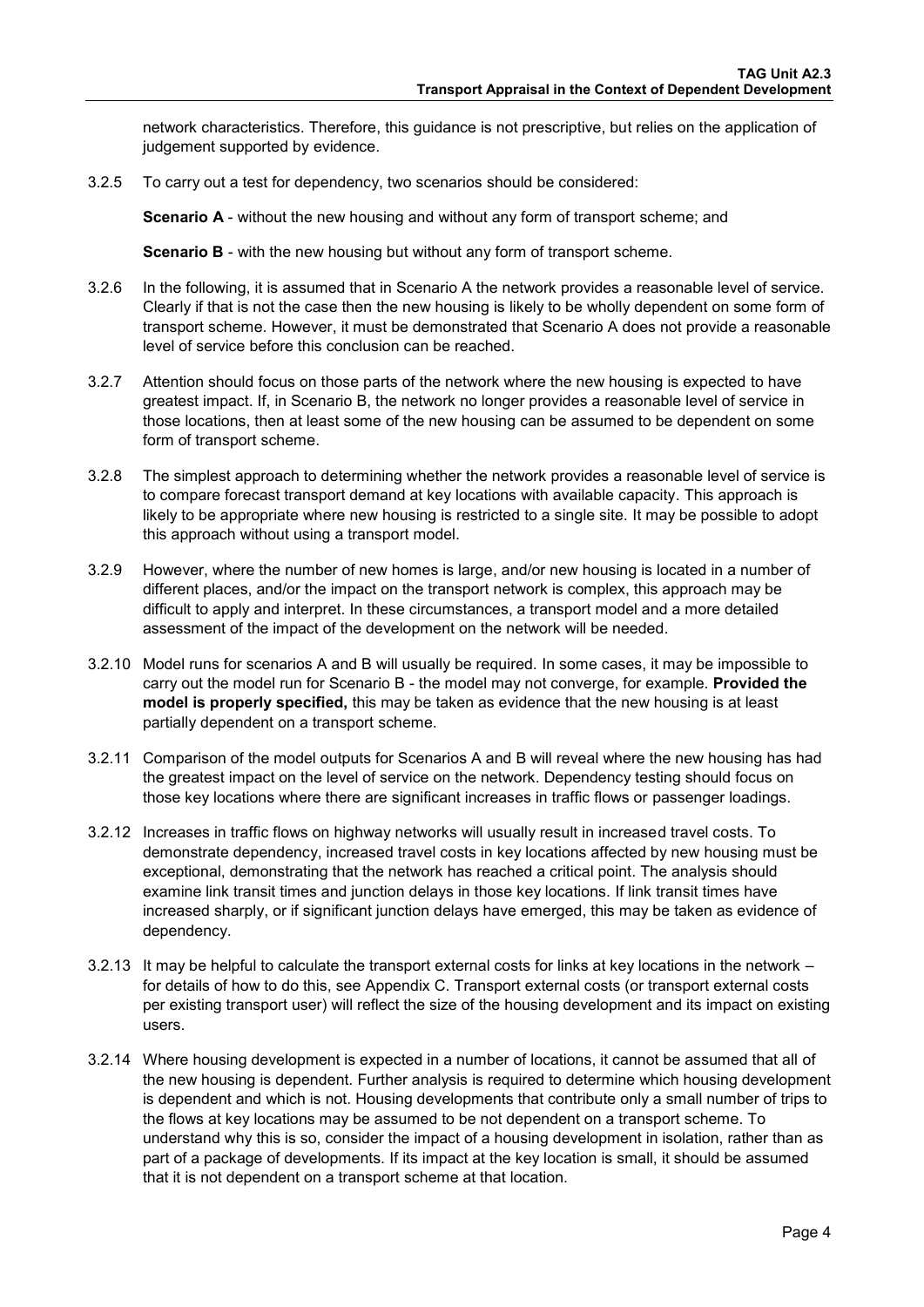network characteristics. Therefore, this guidance is not prescriptive, but relies on the application of judgement supported by evidence.

3.2.5 To carry out a test for dependency, two scenarios should be considered:

**Scenario A** - without the new housing and without any form of transport scheme; and

**Scenario B** - with the new housing but without any form of transport scheme.

3.2.6 In the following, it is assumed that in Scenario A the network provides a reasonable level of service. Clearly if that is not the case then the new housing is likely to be wholly dependent on some form of transport scheme. However, it must be demonstrated that Scenario A does not provide a reasonable level of service before this conclusion can be reached.

3.2.7 Attention should focus on those parts of the network where the new housing is expected to have greatest impact. If, in Scenario B, the network no longer provides a reasonable level of service in those locations, then at least some of the new housing can be assumed to be dependent on some form of transport scheme.

3.2.8 The simplest approach to determining whether the network provides a reasonable level of service is to compare forecast transport demand at key locations with available capacity. This approach is likely to be appropriate where new housing is restricted to a single site. It may be possible to adopt this approach without using a transport model.

3.2.9 However, where the number of new homes is large, and/or new housing is located in a number of different places, and/or the impact on the transport network is complex, this approach may be difficult to apply and interpret. In these circumstances, a transport model and a more detailed assessment of the impact of the development on the network will be needed.

3.2.10 Model runs for scenarios A and B will usually be required. In some cases, it may be impossible to carry out the model run for Scenario B - the model may not converge, for example. **Provided the model is properly specified,** this may be taken as evidence that the new housing is at least partially dependent on a transport scheme.

3.2.11 Comparison of the model outputs for Scenarios A and B will reveal where the new housing has had the greatest impact on the level of service on the network. Dependency testing should focus on those key locations where there are significant increases in traffic flows or passenger loadings.

3.2.12 Increases in traffic flows on highway networks will usually result in increased travel costs. To demonstrate dependency, increased travel costs in key locations affected by new housing must be exceptional, demonstrating that the network has reached a critical point. The analysis should examine link transit times and junction delays in those key locations. If link transit times have increased sharply, or if significant junction delays have emerged, this may be taken as evidence of dependency.

3.2.13 It may be helpful to calculate the transport external costs for links at key locations in the network – for details of how to do this, see Appendix C. Transport external costs (or transport external costs per existing transport user) will reflect the size of the housing development and its impact on existing users.

3.2.14 Where housing development is expected in a number of locations, it cannot be assumed that all of the new housing is dependent. Further analysis is required to determine which housing development is dependent and which is not. Housing developments that contribute only a small number of trips to the flows at key locations may be assumed to be not dependent on a transport scheme. To understand why this is so, consider the impact of a housing development in isolation, rather than as part of a package of developments. If its impact at the key location is small, it should be assumed that it is not dependent on a transport scheme at that location.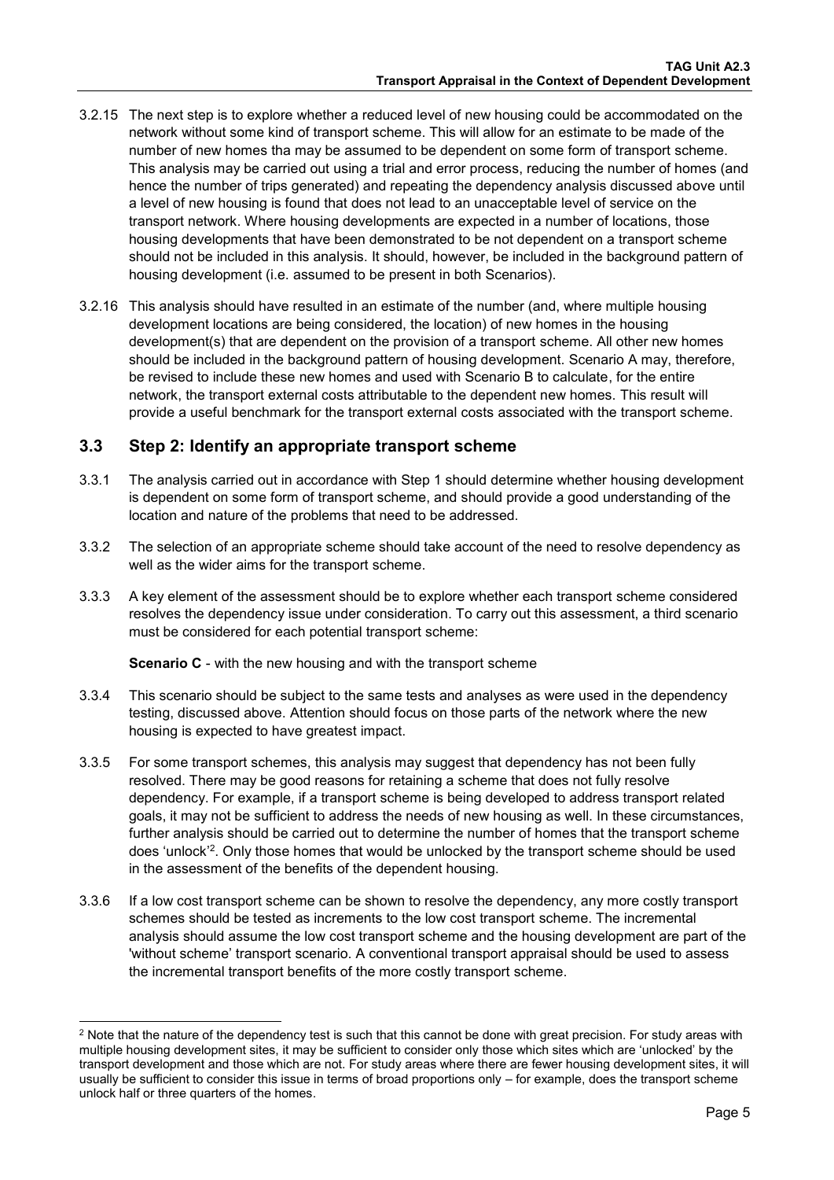3.2.15 The next step is to explore whether a reduced level of new housing could be accommodated on the network without some kind of transport scheme. This will allow for an estimate to be made of the number of new homes tha may be assumed to be dependent on some form of transport scheme. This analysis may be carried out using a trial and error process, reducing the number of homes (and hence the number of trips generated) and repeating the dependency analysis discussed above until a level of new housing is found that does not lead to an unacceptable level of service on the transport network. Where housing developments are expected in a number of locations, those housing developments that have been demonstrated to be not dependent on a transport scheme should not be included in this analysis. It should, however, be included in the background pattern of housing development (i.e. assumed to be present in both Scenarios).

3.2.16 This analysis should have resulted in an estimate of the number (and, where multiple housing development locations are being considered, the location) of new homes in the housing development(s) that are dependent on the provision of a transport scheme. All other new homes should be included in the background pattern of housing development. Scenario A may, therefore, be revised to include these new homes and used with Scenario B to calculate, for the entire network, the transport external costs attributable to the dependent new homes. This result will provide a useful benchmark for the transport external costs associated with the transport scheme.

## 3.3 Step 2: Identify an appropriate transport scheme

3.3.1 The analysis carried out in accordance with Step 1 should determine whether housing development is dependent on some form of transport scheme, and should provide a good understanding of the location and nature of the problems that need to be addressed.

3.3.2 The selection of an appropriate scheme should take account of the need to resolve dependency as well as the wider aims for the transport scheme.

3.3.3 A key element of the assessment should be to explore whether each transport scheme considered resolves the dependency issue under consideration. To carry out this assessment, a third scenario must be considered for each potential transport scheme:

**Scenario C** - with the new housing and with the transport scheme

3.3.4 This scenario should be subject to the same tests and analyses as were used in the dependency testing, discussed above. Attention should focus on those parts of the network where the new housing is expected to have greatest impact.

3.3.5 For some transport schemes, this analysis may suggest that dependency has not been fully resolved. There may be good reasons for retaining a scheme that does not fully resolve dependency. For example, if a transport scheme is being developed to address transport related goals, it may not be sufficient to address the needs of new housing as well. In these circumstances, further analysis should be carried out to determine the number of homes that the transport scheme does 'unlock'[2]. Only those homes that would be unlocked by the transport scheme should be used in the assessment of the benefits of the dependent housing.

3.3.6 If a low cost transport scheme can be shown to resolve the dependency, any more costly transport schemes should be tested as increments to the low cost transport scheme. The incremental analysis should assume the low cost transport scheme and the housing development are part of the 'without scheme' transport scenario. A conventional transport appraisal should be used to assess the incremental transport benefits of the more costly transport scheme.

[2] Note that the nature of the dependency test is such that this cannot be done with great precision. For study areas with multiple housing development sites, it may be sufficient to consider only those which sites which are 'unlocked' by the transport development and those which are not. For study areas where there are fewer housing development sites, it will usually be sufficient to consider this issue in terms of broad proportions only – for example, does the transport scheme unlock half or three quarters of the homes.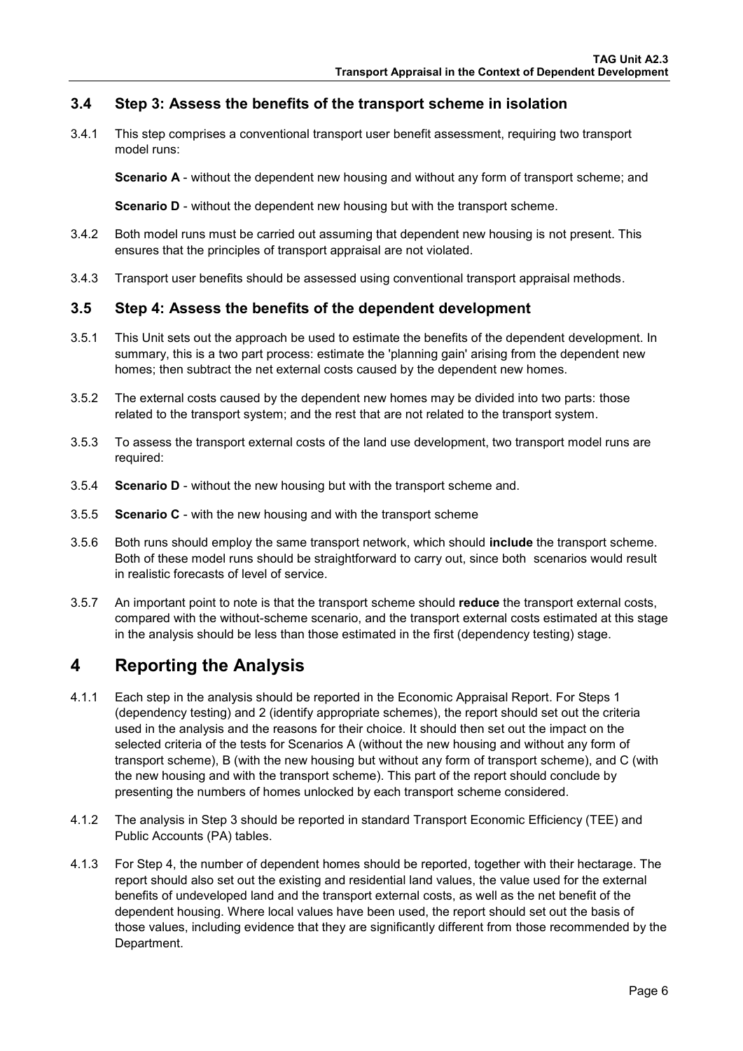### 3.4 Step 3: Assess the benefits of the transport scheme in isolation

3.4.1 This step comprises a conventional transport user benefit assessment, requiring two transport model runs:

**Scenario A** - without the dependent new housing and without any form of transport scheme; and

**Scenario D** - without the dependent new housing but with the transport scheme.

3.4.2 Both model runs must be carried out assuming that dependent new housing is not present. This ensures that the principles of transport appraisal are not violated.

3.4.3 Transport user benefits should be assessed using conventional transport appraisal methods.

### 3.5 Step 4: Assess the benefits of the dependent development

3.5.1 This Unit sets out the approach be used to estimate the benefits of the dependent development. In summary, this is a two part process: estimate the 'planning gain' arising from the dependent new homes; then subtract the net external costs caused by the dependent new homes.

3.5.2 The external costs caused by the dependent new homes may be divided into two parts: those related to the transport system; and the rest that are not related to the transport system.

3.5.3 To assess the transport external costs of the land use development, two transport model runs are required:

3.5.4 **Scenario D** - without the new housing but with the transport scheme and.

3.5.5 **Scenario C** - with the new housing and with the transport scheme

3.5.6 Both runs should employ the same transport network, which should **include** the transport scheme. Both of these model runs should be straightforward to carry out, since both scenarios would result in realistic forecasts of level of service.

3.5.7 An important point to note is that the transport scheme should **reduce** the transport external costs, compared with the without-scheme scenario, and the transport external costs estimated at this stage in the analysis should be less than those estimated in the first (dependency testing) stage.

# 4 Reporting the Analysis

4.1.1 Each step in the analysis should be reported in the Economic Appraisal Report. For Steps 1 (dependency testing) and 2 (identify appropriate schemes), the report should set out the criteria used in the analysis and the reasons for their choice. It should then set out the impact on the selected criteria of the tests for Scenarios A (without the new housing and without any form of transport scheme), B (with the new housing but without any form of transport scheme), and C (with the new housing and with the transport scheme). This part of the report should conclude by presenting the numbers of homes unlocked by each transport scheme considered.

4.1.2 The analysis in Step 3 should be reported in standard Transport Economic Efficiency (TEE) and Public Accounts (PA) tables.

4.1.3 For Step 4, the number of dependent homes should be reported, together with their hectarage. The report should also set out the existing and residential land values, the value used for the external benefits of undeveloped land and the transport external costs, as well as the net benefit of the dependent housing. Where local values have been used, the report should set out the basis of those values, including evidence that they are significantly different from those recommended by the Department.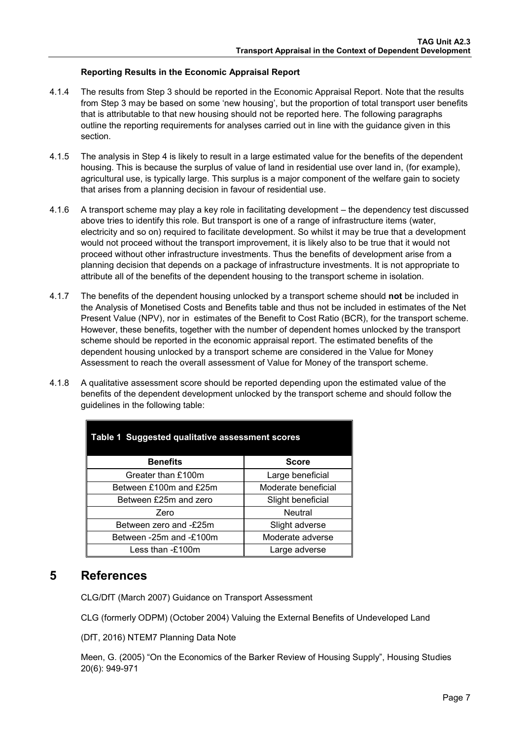### Reporting Results in the Economic Appraisal Report

4.1.4 The results from Step 3 should be reported in the Economic Appraisal Report. Note that the results from Step 3 may be based on some 'new housing', but the proportion of total transport user benefits that is attributable to that new housing should not be reported here. The following paragraphs outline the reporting requirements for analyses carried out in line with the guidance given in this section.

4.1.5 The analysis in Step 4 is likely to result in a large estimated value for the benefits of the dependent housing. This is because the surplus of value of land in residential use over land in, (for example), agricultural use, is typically large. This surplus is a major component of the welfare gain to society that arises from a planning decision in favour of residential use.

4.1.6 A transport scheme may play a key role in facilitating development – the dependency test discussed above tries to identify this role. But transport is one of a range of infrastructure items (water, electricity and so on) required to facilitate development. So whilst it may be true that a development would not proceed without the transport improvement, it is likely also to be true that it would not proceed without other infrastructure investments. Thus the benefits of development arise from a planning decision that depends on a package of infrastructure investments. It is not appropriate to attribute all of the benefits of the dependent housing to the transport scheme in isolation.

4.1.7 The benefits of the dependent housing unlocked by a transport scheme should **not** be included in the Analysis of Monetised Costs and Benefits table and thus not be included in estimates of the Net Present Value (NPV), nor in estimates of the Benefit to Cost Ratio (BCR), for the transport scheme. However, these benefits, together with the number of dependent homes unlocked by the transport scheme should be reported in the economic appraisal report. The estimated benefits of the dependent housing unlocked by a transport scheme are considered in the Value for Money Assessment to reach the overall assessment of Value for Money of the transport scheme.

4.1.8 A qualitative assessment score should be reported depending upon the estimated value of the benefits of the dependent development unlocked by the transport scheme and should follow the guidelines in the following table:

**Table 1 Suggested qualitative assessment scores**

| Benefits | Score |
|---|---|
| Greater than £100m | Large beneficial |
| Between £100m and £25m | Moderate beneficial |
| Between £25m and zero | Slight beneficial |
| Zero | Neutral |
| Between zero and -£25m | Slight adverse |
| Between -25m and -£100m | Moderate adverse |
| Less than -£100m | Large adverse |

# 5 References

CLG/DfT (March 2007) Guidance on Transport Assessment

CLG (formerly ODPM) (October 2004) Valuing the External Benefits of Undeveloped Land

(DfT, 2016) NTEM7 Planning Data Note

Meen, G. (2005) "On the Economics of the Barker Review of Housing Supply", Housing Studies 20(6): 949-971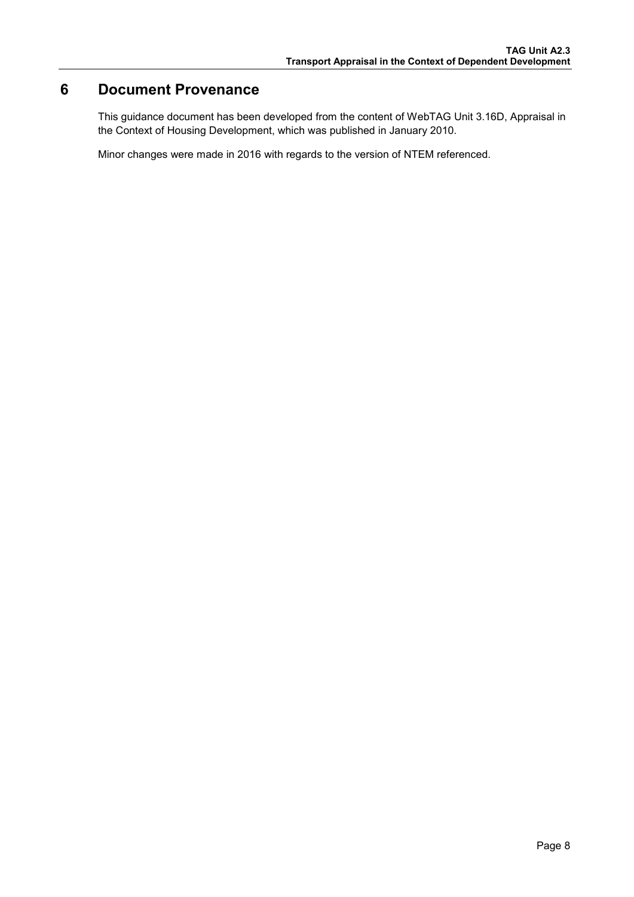# 6 Document Provenance

This guidance document has been developed from the content of WebTAG Unit 3.16D, Appraisal in the Context of Housing Development, which was published in January 2010.

Minor changes were made in 2016 with regards to the version of NTEM referenced.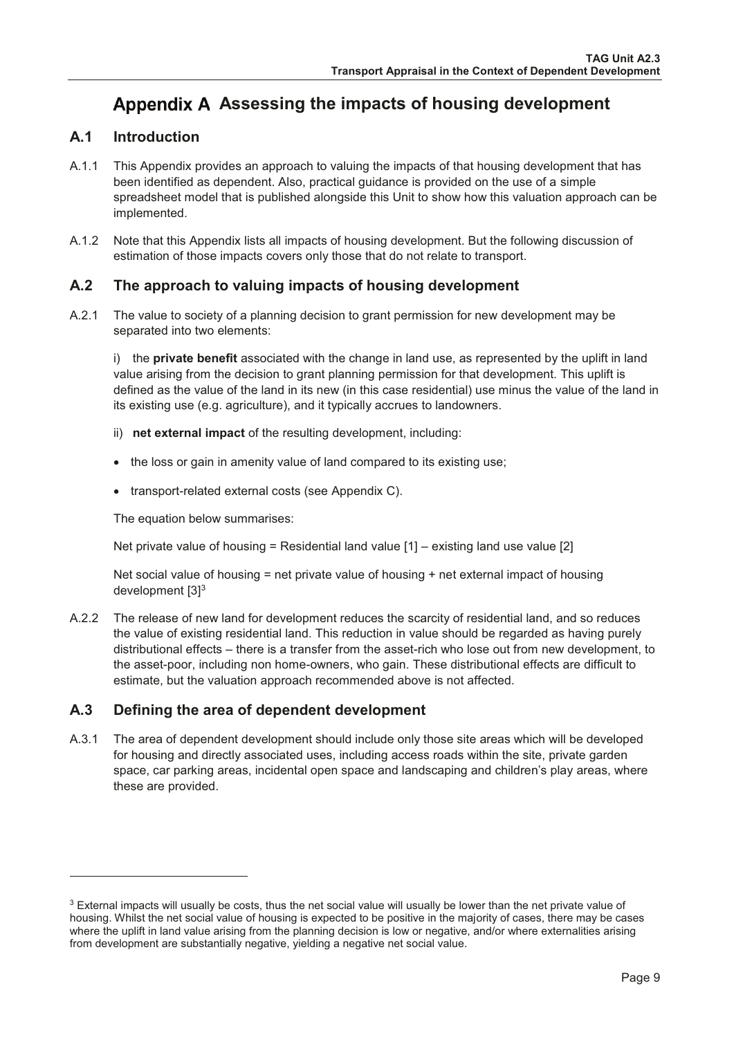# Appendix A Assessing the impacts of housing development

## A.1 Introduction

A.1.1 This Appendix provides an approach to valuing the impacts of that housing development that has been identified as dependent. Also, practical guidance is provided on the use of a simple spreadsheet model that is published alongside this Unit to show how this valuation approach can be implemented.

A.1.2 Note that this Appendix lists all impacts of housing development. But the following discussion of estimation of those impacts covers only those that do not relate to transport.

## A.2 The approach to valuing impacts of housing development

A.2.1 The value to society of a planning decision to grant permission for new development may be separated into two elements:

i) the **private benefit** associated with the change in land use, as represented by the uplift in land value arising from the decision to grant planning permission for that development. This uplift is defined as the value of the land in its new (in this case residential) use minus the value of the land in its existing use (e.g. agriculture), and it typically accrues to landowners.

ii) **net external impact** of the resulting development, including:

- the loss or gain in amenity value of land compared to its existing use;
- transport-related external costs (see Appendix C).

The equation below summarises:

Net private value of housing = Residential land value [1] – existing land use value [2]

Net social value of housing = net private value of housing + net external impact of housing development [3][3]

A.2.2 The release of new land for development reduces the scarcity of residential land, and so reduces the value of existing residential land. This reduction in value should be regarded as having purely distributional effects – there is a transfer from the asset-rich who lose out from new development, to the asset-poor, including non home-owners, who gain. These distributional effects are difficult to estimate, but the valuation approach recommended above is not affected.

## A.3 Defining the area of dependent development

A.3.1 The area of dependent development should include only those site areas which will be developed for housing and directly associated uses, including access roads within the site, private garden space, car parking areas, incidental open space and landscaping and children's play areas, where these are provided.

---

[3] External impacts will usually be costs, thus the net social value will usually be lower than the net private value of housing. Whilst the net social value of housing is expected to be positive in the majority of cases, there may be cases where the uplift in land value arising from the planning decision is low or negative, and/or where externalities arising from development are substantially negative, yielding a negative net social value.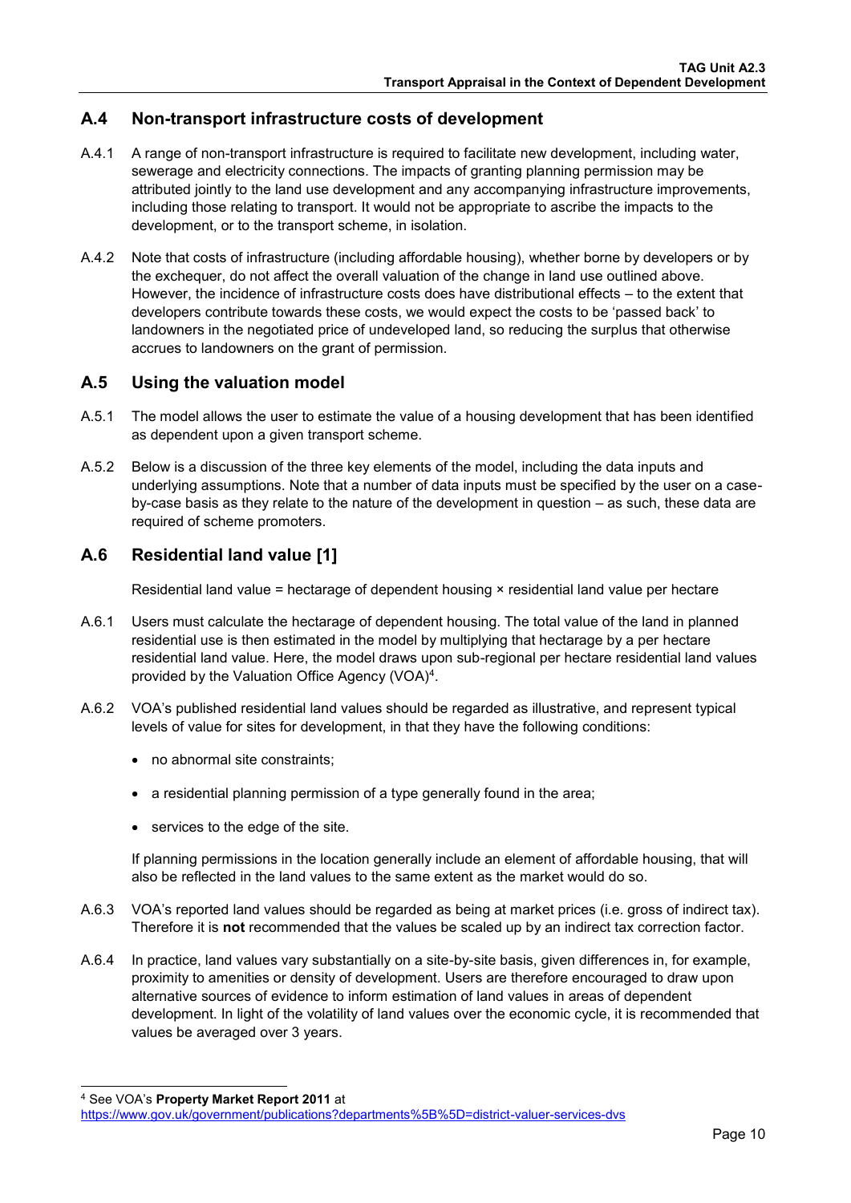## A.4 Non-transport infrastructure costs of development

A.4.1 A range of non-transport infrastructure is required to facilitate new development, including water, sewerage and electricity connections. The impacts of granting planning permission may be attributed jointly to the land use development and any accompanying infrastructure improvements, including those relating to transport. It would not be appropriate to ascribe the impacts to the development, or to the transport scheme, in isolation.

A.4.2 Note that costs of infrastructure (including affordable housing), whether borne by developers or by the exchequer, do not affect the overall valuation of the change in land use outlined above. However, the incidence of infrastructure costs does have distributional effects – to the extent that developers contribute towards these costs, we would expect the costs to be 'passed back' to landowners in the negotiated price of undeveloped land, so reducing the surplus that otherwise accrues to landowners on the grant of permission.

## A.5 Using the valuation model

A.5.1 The model allows the user to estimate the value of a housing development that has been identified as dependent upon a given transport scheme.

A.5.2 Below is a discussion of the three key elements of the model, including the data inputs and underlying assumptions. Note that a number of data inputs must be specified by the user on a case-by-case basis as they relate to the nature of the development in question – as such, these data are required of scheme promoters.

## A.6 Residential land value [1]

Residential land value = hectarage of dependent housing × residential land value per hectare

A.6.1 Users must calculate the hectarage of dependent housing. The total value of the land in planned residential use is then estimated in the model by multiplying that hectarage by a per hectare residential land value. Here, the model draws upon sub-regional per hectare residential land values provided by the Valuation Office Agency (VOA)[4].

A.6.2 VOA's published residential land values should be regarded as illustrative, and represent typical levels of value for sites for development, in that they have the following conditions:

- no abnormal site constraints;
- a residential planning permission of a type generally found in the area;
- services to the edge of the site.

If planning permissions in the location generally include an element of affordable housing, that will also be reflected in the land values to the same extent as the market would do so.

A.6.3 VOA's reported land values should be regarded as being at market prices (i.e. gross of indirect tax). Therefore it is **not** recommended that the values be scaled up by an indirect tax correction factor.

A.6.4 In practice, land values vary substantially on a site-by-site basis, given differences in, for example, proximity to amenities or density of development. Users are therefore encouraged to draw upon alternative sources of evidence to inform estimation of land values in areas of dependent development. In light of the volatility of land values over the economic cycle, it is recommended that values be averaged over 3 years.

[4] See VOA's **Property Market Report 2011** at https://www.gov.uk/government/publications?departments%5B%5D=district-valuer-services-dvs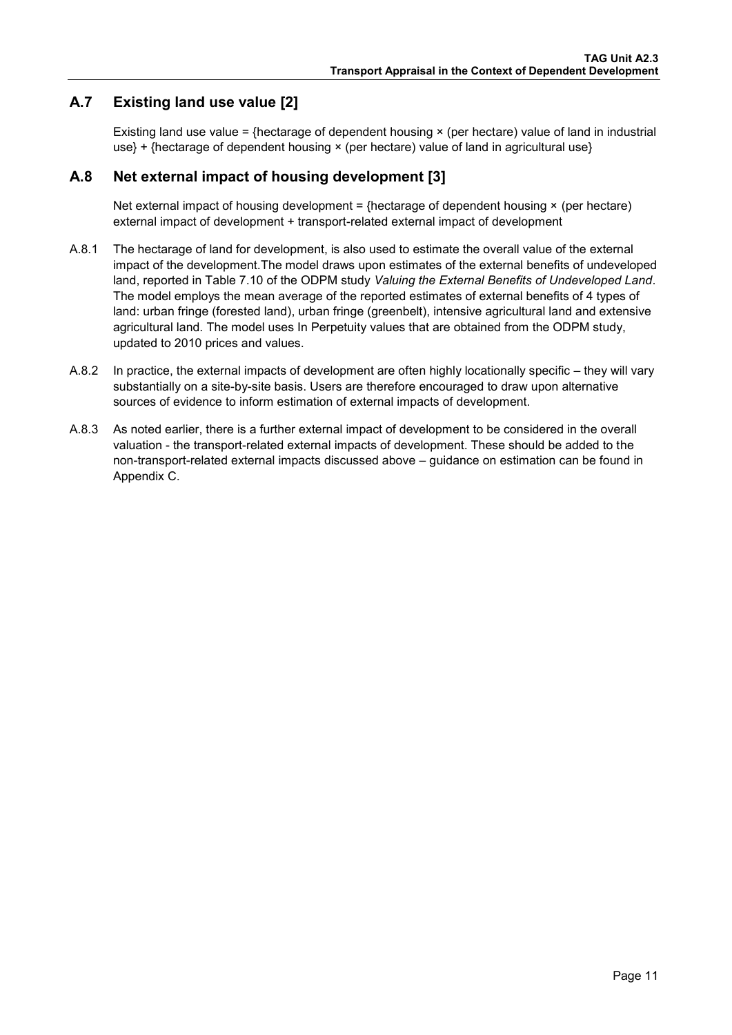## A.7 Existing land use value [2]

Existing land use value = {hectarage of dependent housing × (per hectare) value of land in industrial use} + {hectarage of dependent housing × (per hectare) value of land in agricultural use}

## A.8 Net external impact of housing development [3]

Net external impact of housing development = {hectarage of dependent housing × (per hectare) external impact of development + transport-related external impact of development

A.8.1 The hectarage of land for development, is also used to estimate the overall value of the external impact of the development.The model draws upon estimates of the external benefits of undeveloped land, reported in Table 7.10 of the ODPM study *Valuing the External Benefits of Undeveloped Land*. The model employs the mean average of the reported estimates of external benefits of 4 types of land: urban fringe (forested land), urban fringe (greenbelt), intensive agricultural land and extensive agricultural land. The model uses In Perpetuity values that are obtained from the ODPM study, updated to 2010 prices and values.

A.8.2 In practice, the external impacts of development are often highly locationally specific – they will vary substantially on a site-by-site basis. Users are therefore encouraged to draw upon alternative sources of evidence to inform estimation of external impacts of development.

A.8.3 As noted earlier, there is a further external impact of development to be considered in the overall valuation - the transport-related external impacts of development. These should be added to the non-transport-related external impacts discussed above – guidance on estimation can be found in Appendix C.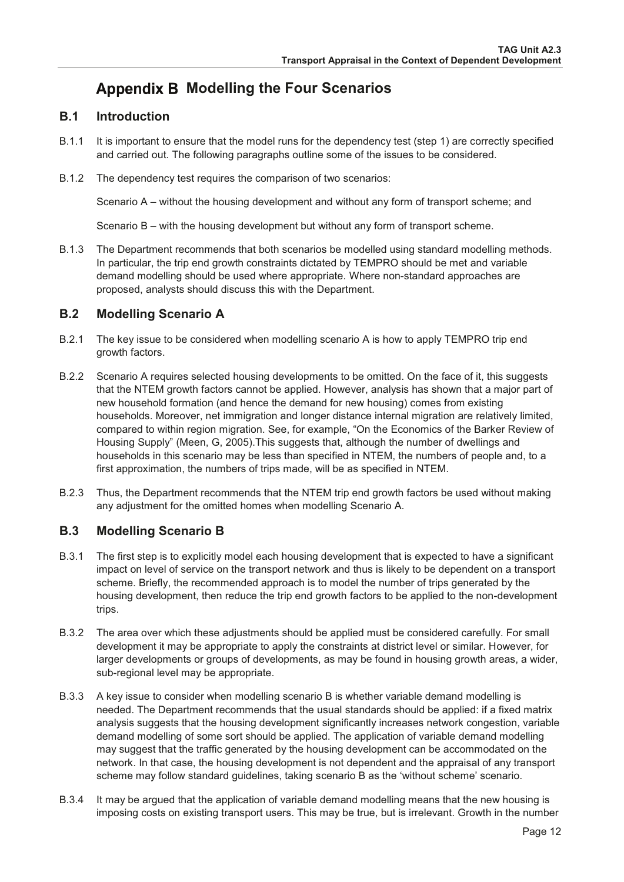# Appendix B Modelling the Four Scenarios

## B.1 Introduction

B.1.1 It is important to ensure that the model runs for the dependency test (step 1) are correctly specified and carried out. The following paragraphs outline some of the issues to be considered.

B.1.2 The dependency test requires the comparison of two scenarios:

Scenario A – without the housing development and without any form of transport scheme; and

Scenario B – with the housing development but without any form of transport scheme.

B.1.3 The Department recommends that both scenarios be modelled using standard modelling methods. In particular, the trip end growth constraints dictated by TEMPRO should be met and variable demand modelling should be used where appropriate. Where non-standard approaches are proposed, analysts should discuss this with the Department.

## B.2 Modelling Scenario A

B.2.1 The key issue to be considered when modelling scenario A is how to apply TEMPRO trip end growth factors.

B.2.2 Scenario A requires selected housing developments to be omitted. On the face of it, this suggests that the NTEM growth factors cannot be applied. However, analysis has shown that a major part of new household formation (and hence the demand for new housing) comes from existing households. Moreover, net immigration and longer distance internal migration are relatively limited, compared to within region migration. See, for example, "On the Economics of the Barker Review of Housing Supply" (Meen, G, 2005).This suggests that, although the number of dwellings and households in this scenario may be less than specified in NTEM, the numbers of people and, to a first approximation, the numbers of trips made, will be as specified in NTEM.

B.2.3 Thus, the Department recommends that the NTEM trip end growth factors be used without making any adjustment for the omitted homes when modelling Scenario A.

## B.3 Modelling Scenario B

B.3.1 The first step is to explicitly model each housing development that is expected to have a significant impact on level of service on the transport network and thus is likely to be dependent on a transport scheme. Briefly, the recommended approach is to model the number of trips generated by the housing development, then reduce the trip end growth factors to be applied to the non-development trips.

B.3.2 The area over which these adjustments should be applied must be considered carefully. For small development it may be appropriate to apply the constraints at district level or similar. However, for larger developments or groups of developments, as may be found in housing growth areas, a wider, sub-regional level may be appropriate.

B.3.3 A key issue to consider when modelling scenario B is whether variable demand modelling is needed. The Department recommends that the usual standards should be applied: if a fixed matrix analysis suggests that the housing development significantly increases network congestion, variable demand modelling of some sort should be applied. The application of variable demand modelling may suggest that the traffic generated by the housing development can be accommodated on the network. In that case, the housing development is not dependent and the appraisal of any transport scheme may follow standard guidelines, taking scenario B as the 'without scheme' scenario.

B.3.4 It may be argued that the application of variable demand modelling means that the new housing is imposing costs on existing transport users. This may be true, but is irrelevant. Growth in the number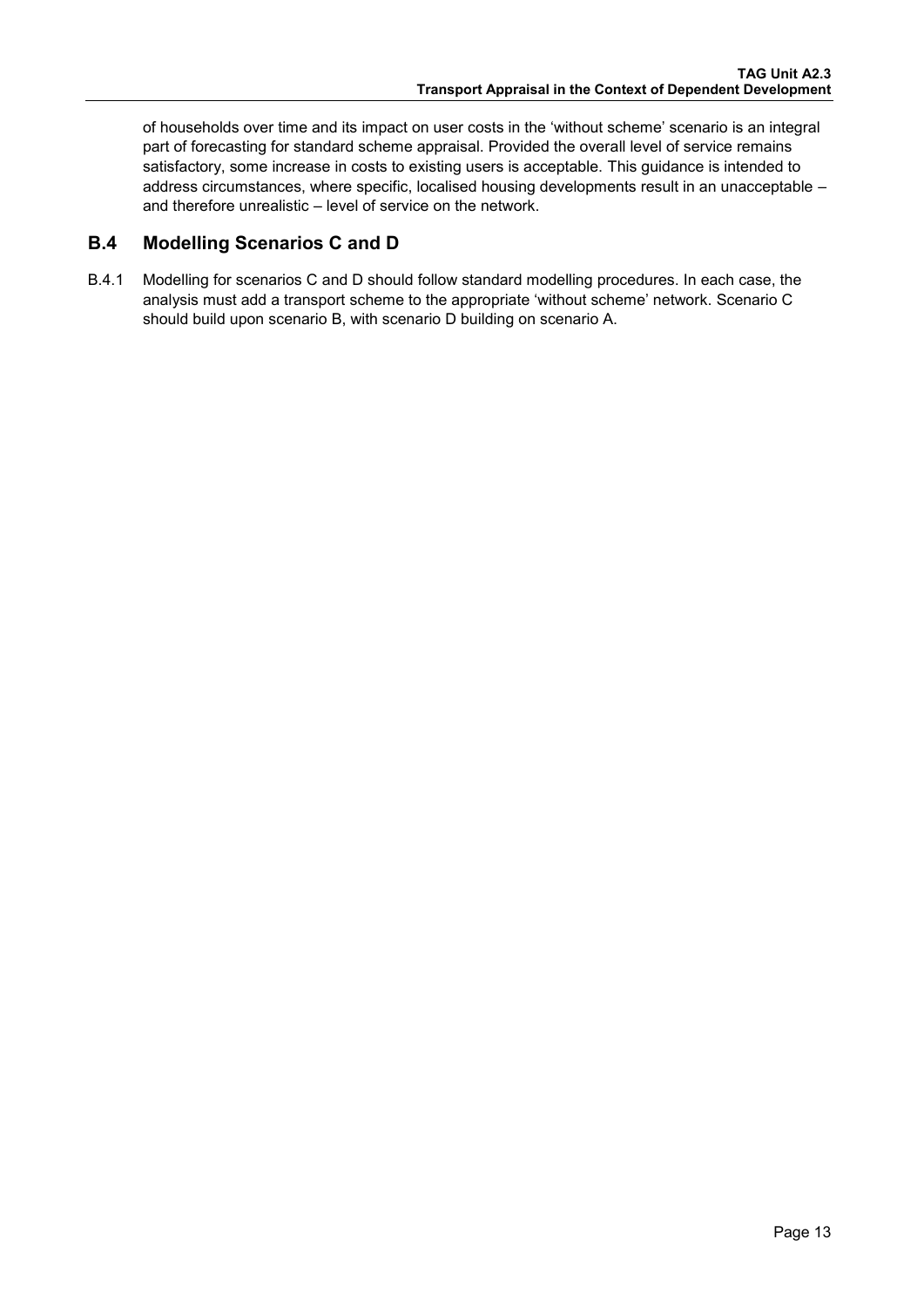of households over time and its impact on user costs in the 'without scheme' scenario is an integral part of forecasting for standard scheme appraisal. Provided the overall level of service remains satisfactory, some increase in costs to existing users is acceptable. This guidance is intended to address circumstances, where specific, localised housing developments result in an unacceptable – and therefore unrealistic – level of service on the network.

## B.4 Modelling Scenarios C and D

B.4.1 Modelling for scenarios C and D should follow standard modelling procedures. In each case, the analysis must add a transport scheme to the appropriate 'without scheme' network. Scenario C should build upon scenario B, with scenario D building on scenario A.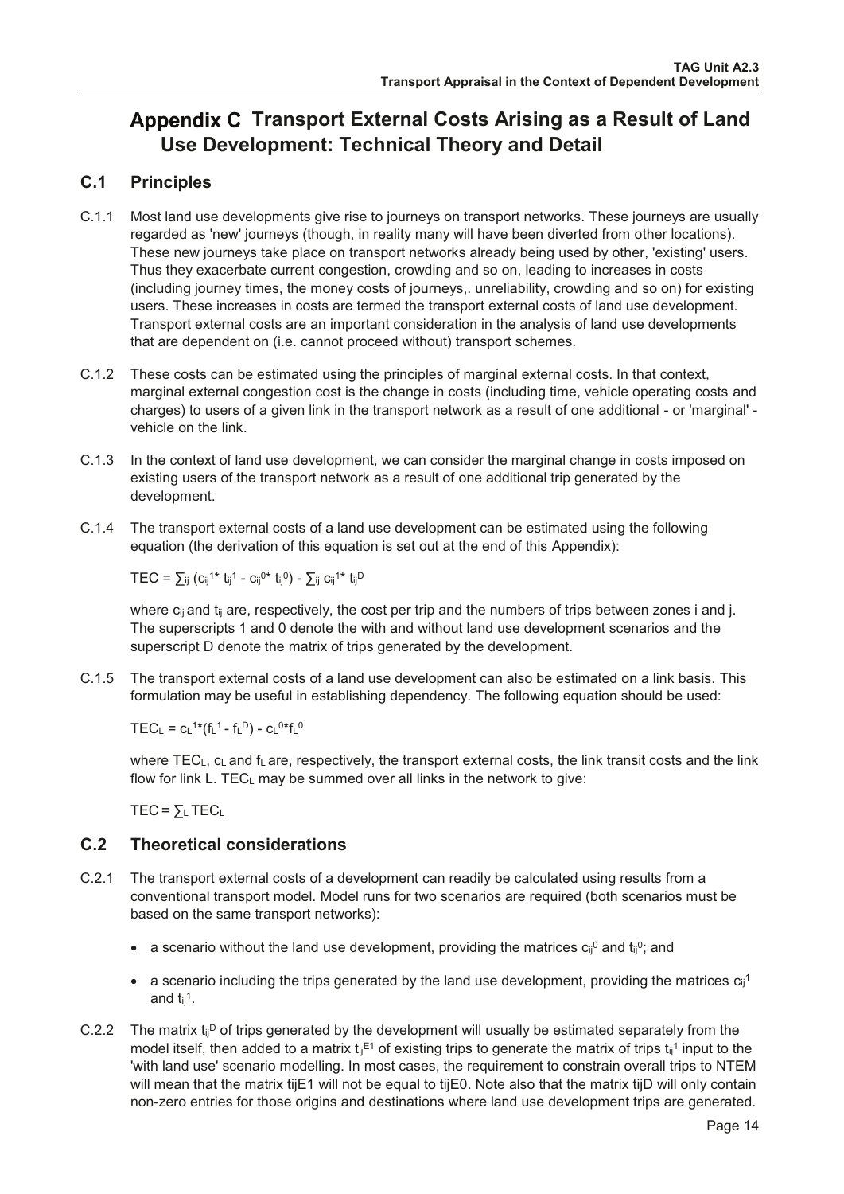# Appendix C Transport External Costs Arising as a Result of Land Use Development: Technical Theory and Detail

## C.1 Principles

C.1.1 Most land use developments give rise to journeys on transport networks. These journeys are usually regarded as 'new' journeys (though, in reality many will have been diverted from other locations). These new journeys take place on transport networks already being used by other, 'existing' users. Thus they exacerbate current congestion, crowding and so on, leading to increases in costs (including journey times, the money costs of journeys,. unreliability, crowding and so on) for existing users. These increases in costs are termed the transport external costs of land use development. Transport external costs are an important consideration in the analysis of land use developments that are dependent on (i.e. cannot proceed without) transport schemes.

C.1.2 These costs can be estimated using the principles of marginal external costs. In that context, marginal external congestion cost is the change in costs (including time, vehicle operating costs and charges) to users of a given link in the transport network as a result of one additional - or 'marginal' - vehicle on the link.

C.1.3 In the context of land use development, we can consider the marginal change in costs imposed on existing users of the transport network as a result of one additional trip generated by the development.

C.1.4 The transport external costs of a land use development can be estimated using the following equation (the derivation of this equation is set out at the end of this Appendix):

$$TEC = \sum_{ij} (c_{ij}^{1} * t_{ij}^{1} - c_{ij}^{0} * t_{ij}^{0}) - \sum_{ij} c_{ij}^{1} * t_{ij}^{D}$$

where $c_{ij}$ and $t_{ij}$ are, respectively, the cost per trip and the numbers of trips between zones i and j. The superscripts 1 and 0 denote the with and without land use development scenarios and the superscript D denote the matrix of trips generated by the development.

C.1.5 The transport external costs of a land use development can also be estimated on a link basis. This formulation may be useful in establishing dependency. The following equation should be used:

$$TEC_L = c_L^{1} * (f_L^{1} - f_L^{D}) - c_L^{0} * f_L^{0}$$

where $TEC_L$, $c_L$ and $f_L$ are, respectively, the transport external costs, the link transit costs and the link flow for link L. $TEC_L$ may be summed over all links in the network to give:

$$TEC = \sum_L TEC_L$$

## C.2 Theoretical considerations

C.2.1 The transport external costs of a development can readily be calculated using results from a conventional transport model. Model runs for two scenarios are required (both scenarios must be based on the same transport networks):

- a scenario without the land use development, providing the matrices $c_{ij}^{0}$ and $t_{ij}^{0}$; and
- a scenario including the trips generated by the land use development, providing the matrices $c_{ij}^{1}$ and $t_{ij}^{1}$.

C.2.2 The matrix $t_{ij}^{D}$ of trips generated by the development will usually be estimated separately from the model itself, then added to a matrix $t_{ij}^{E1}$ of existing trips to generate the matrix of trips $t_{ij}^{1}$ input to the 'with land use' scenario modelling. In most cases, the requirement to constrain overall trips to NTEM will mean that the matrix tijE1 will not be equal to tijE0. Note also that the matrix tijD will only contain non-zero entries for those origins and destinations where land use development trips are generated.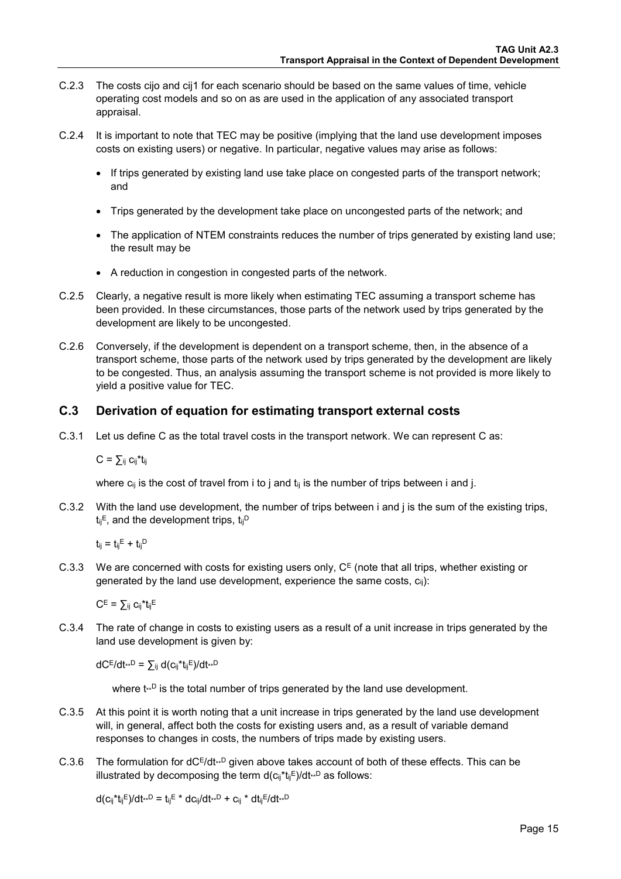C.2.3 The costs cijo and cij1 for each scenario should be based on the same values of time, vehicle operating cost models and so on as are used in the application of any associated transport appraisal.

C.2.4 It is important to note that TEC may be positive (implying that the land use development imposes costs on existing users) or negative. In particular, negative values may arise as follows:

- If trips generated by existing land use take place on congested parts of the transport network; and
- Trips generated by the development take place on uncongested parts of the network; and
- The application of NTEM constraints reduces the number of trips generated by existing land use; the result may be
- A reduction in congestion in congested parts of the network.

C.2.5 Clearly, a negative result is more likely when estimating TEC assuming a transport scheme has been provided. In these circumstances, those parts of the network used by trips generated by the development are likely to be uncongested.

C.2.6 Conversely, if the development is dependent on a transport scheme, then, in the absence of a transport scheme, those parts of the network used by trips generated by the development are likely to be congested. Thus, an analysis assuming the transport scheme is not provided is more likely to yield a positive value for TEC.

## C.3 Derivation of equation for estimating transport external costs

C.3.1 Let us define C as the total travel costs in the transport network. We can represent C as:

$$C = \sum_{ij} c_{ij} * t_{ij}$$

where $c_{ij}$ is the cost of travel from i to j and $t_{ij}$ is the number of trips between i and j.

C.3.2 With the land use development, the number of trips between i and j is the sum of the existing trips, $t_{ij}^E$, and the development trips, $t_{ij}^D$

$$t_{ij} = t_{ij}^E + t_{ij}^D$$

C.3.3 We are concerned with costs for existing users only, $C^E$ (note that all trips, whether existing or generated by the land use development, experience the same costs, $c_{ij}$):

$$C^E = \sum_{ij} c_{ij} * t_{ij}^E$$

C.3.4 The rate of change in costs to existing users as a result of a unit increase in trips generated by the land use development is given by:

$$dC^E/dt_{**}^D = \sum_{ij} d(c_{ij} * t_{ij}^E)/dt_{**}^D$$

where $t_{**}^D$ is the total number of trips generated by the land use development.

C.3.5 At this point it is worth noting that a unit increase in trips generated by the land use development will, in general, affect both the costs for existing users and, as a result of variable demand responses to changes in costs, the numbers of trips made by existing users.

C.3.6 The formulation for $dC^E/dt_{**}^D$ given above takes account of both of these effects. This can be illustrated by decomposing the term $d(c_{ij} * t_{ij}^E)/dt_{**}^D$ as follows:

$$d(c_{ij} * t_{ij}^E)/dt_{**}^D = t_{ij}^E * dc_{ij}/dt_{**}^D + c_{ij} * dt_{ij}^E/dt_{**}^D$$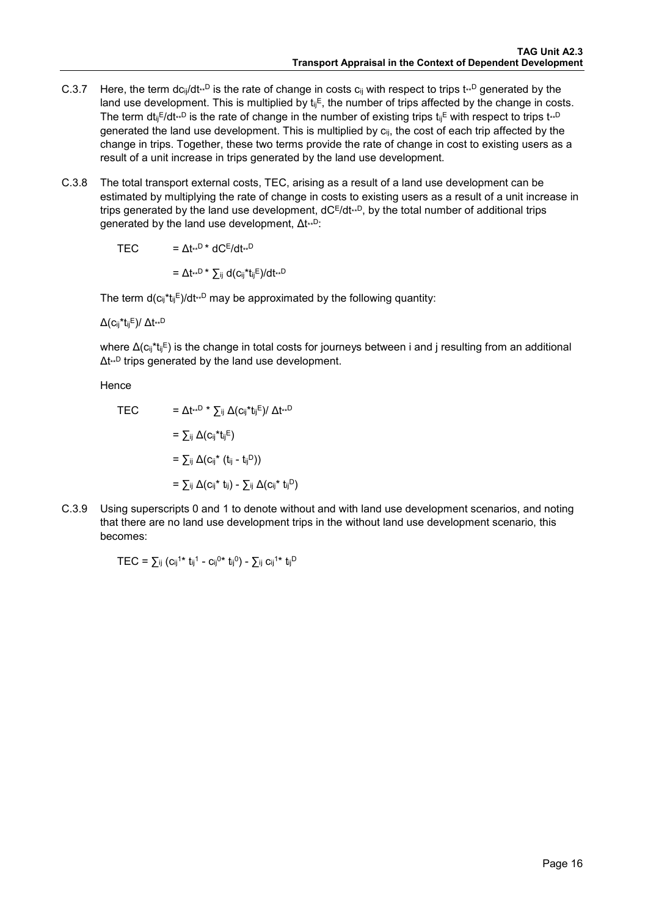C.3.7 Here, the term $dc_{ij}/dt_{**}^{D}$ is the rate of change in costs $c_{ij}$ with respect to trips $t_{**}^{D}$ generated by the land use development. This is multiplied by $t_{ij}^{E}$, the number of trips affected by the change in costs. The term $dt_{ij}^{E}/dt_{**}^{D}$ is the rate of change in the number of existing trips $t_{ij}^{E}$ with respect to trips $t_{**}^{D}$ generated the land use development. This is multiplied by $c_{ij}$, the cost of each trip affected by the change in trips. Together, these two terms provide the rate of change in cost to existing users as a result of a unit increase in trips generated by the land use development.

C.3.8 The total transport external costs, TEC, arising as a result of a land use development can be estimated by multiplying the rate of change in costs to existing users as a result of a unit increase in trips generated by the land use development, $dC^{E}/dt_{**}^{D}$, by the total number of additional trips generated by the land use development, $\Delta t_{**}^{D}$:

$$TEC = \Delta t_{**}^{D} * dC^{E}/dt_{**}^{D}$$

$$= \Delta t_{**}^{D} * \sum_{ij} d(c_{ij}*t_{ij}^{E})/dt_{**}^{D}$$

The term $d(c_{ij}*t_{ij}^{E})/dt_{**}^{D}$ may be approximated by the following quantity:

$$\Delta(c_{ij}*t_{ij}^{E})/ \Delta t_{**}^{D}$$

where $\Delta(c_{ij}*t_{ij}^{E})$ is the change in total costs for journeys between i and j resulting from an additional $\Delta t_{**}^{D}$ trips generated by the land use development.

Hence

$$TEC = \Delta t_{**}^{D} * \sum_{ij} \Delta(c_{ij}*t_{ij}^{E})/ \Delta t_{**}^{D}$$

$$= \sum_{ij} \Delta(c_{ij}*t_{ij}^{E})$$

$$= \sum_{ij} \Delta(c_{ij}* (t_{ij} - t_{ij}^{D}))$$

$$= \sum_{ij} \Delta(c_{ij}* t_{ij}) - \sum_{ij} \Delta(c_{ij}* t_{ij}^{D})$$

C.3.9 Using superscripts 0 and 1 to denote without and with land use development scenarios, and noting that there are no land use development trips in the without land use development scenario, this becomes:

$$TEC = \sum_{ij} (c_{ij}^{1}* t_{ij}^{1} - c_{ij}^{0}* t_{ij}^{0}) - \sum_{ij} c_{ij}^{1}* t_{ij}^{D}$$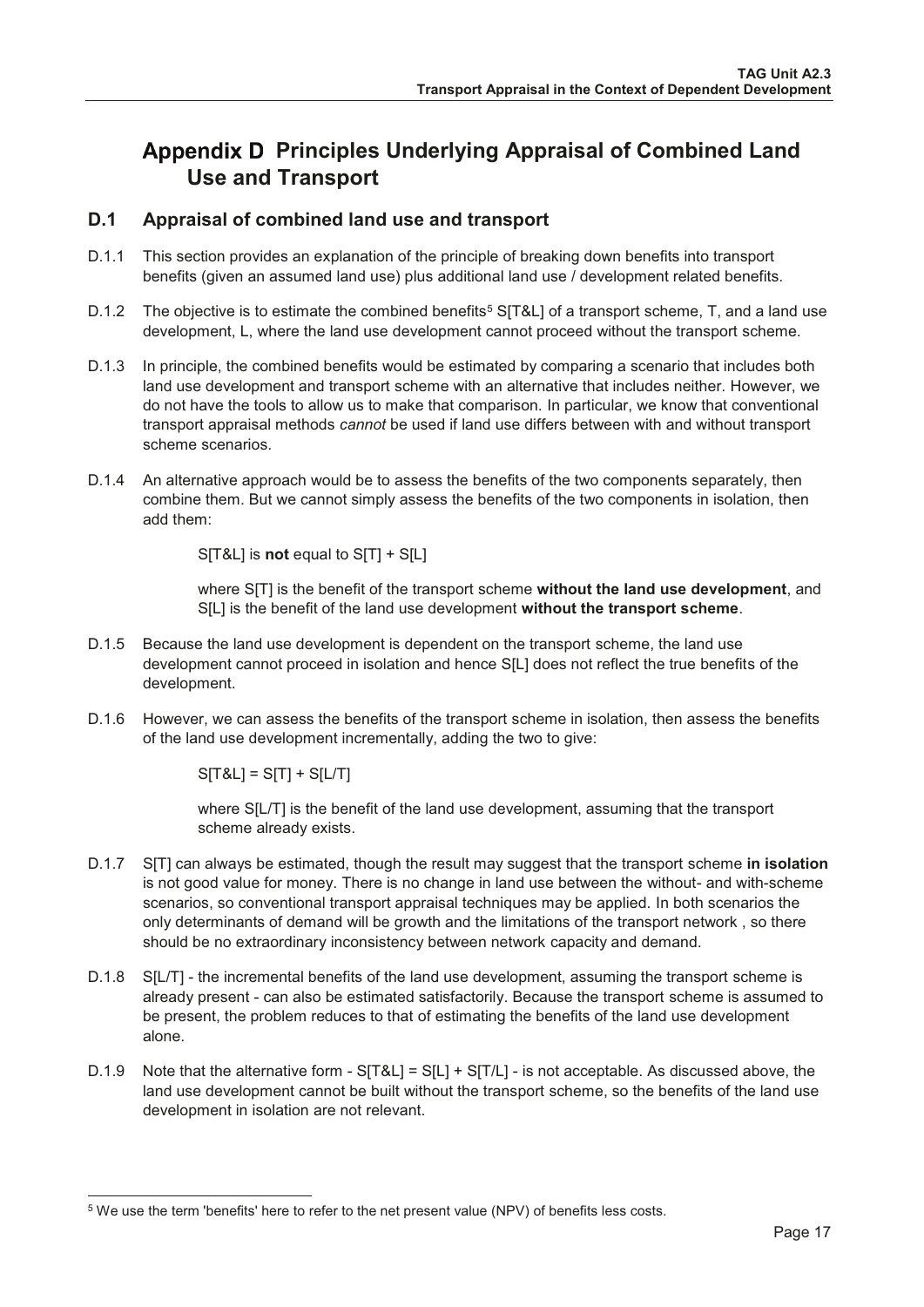# Appendix D Principles Underlying Appraisal of Combined Land Use and Transport

## D.1 Appraisal of combined land use and transport

D.1.1 This section provides an explanation of the principle of breaking down benefits into transport benefits (given an assumed land use) plus additional land use / development related benefits.

D.1.2 The objective is to estimate the combined benefits[5] S[T&L] of a transport scheme, T, and a land use development, L, where the land use development cannot proceed without the transport scheme.

D.1.3 In principle, the combined benefits would be estimated by comparing a scenario that includes both land use development and transport scheme with an alternative that includes neither. However, we do not have the tools to allow us to make that comparison. In particular, we know that conventional transport appraisal methods *cannot* be used if land use differs between with and without transport scheme scenarios.

D.1.4 An alternative approach would be to assess the benefits of the two components separately, then combine them. But we cannot simply assess the benefits of the two components in isolation, then add them:

> S[T&L] is **not** equal to S[T] + S[L]
>
> where S[T] is the benefit of the transport scheme **without the land use development**, and S[L] is the benefit of the land use development **without the transport scheme**.

D.1.5 Because the land use development is dependent on the transport scheme, the land use development cannot proceed in isolation and hence S[L] does not reflect the true benefits of the development.

D.1.6 However, we can assess the benefits of the transport scheme in isolation, then assess the benefits of the land use development incrementally, adding the two to give:

> S[T&L] = S[T] + S[L/T]
>
> where S[L/T] is the benefit of the land use development, assuming that the transport scheme already exists.

D.1.7 S[T] can always be estimated, though the result may suggest that the transport scheme **in isolation** is not good value for money. There is no change in land use between the without- and with-scheme scenarios, so conventional transport appraisal techniques may be applied. In both scenarios the only determinants of demand will be growth and the limitations of the transport network , so there should be no extraordinary inconsistency between network capacity and demand.

D.1.8 S[L/T] - the incremental benefits of the land use development, assuming the transport scheme is already present - can also be estimated satisfactorily. Because the transport scheme is assumed to be present, the problem reduces to that of estimating the benefits of the land use development alone.

D.1.9 Note that the alternative form - S[T&L] = S[L] + S[T/L] - is not acceptable. As discussed above, the land use development cannot be built without the transport scheme, so the benefits of the land use development in isolation are not relevant.

---

[5] We use the term 'benefits' here to refer to the net present value (NPV) of benefits less costs.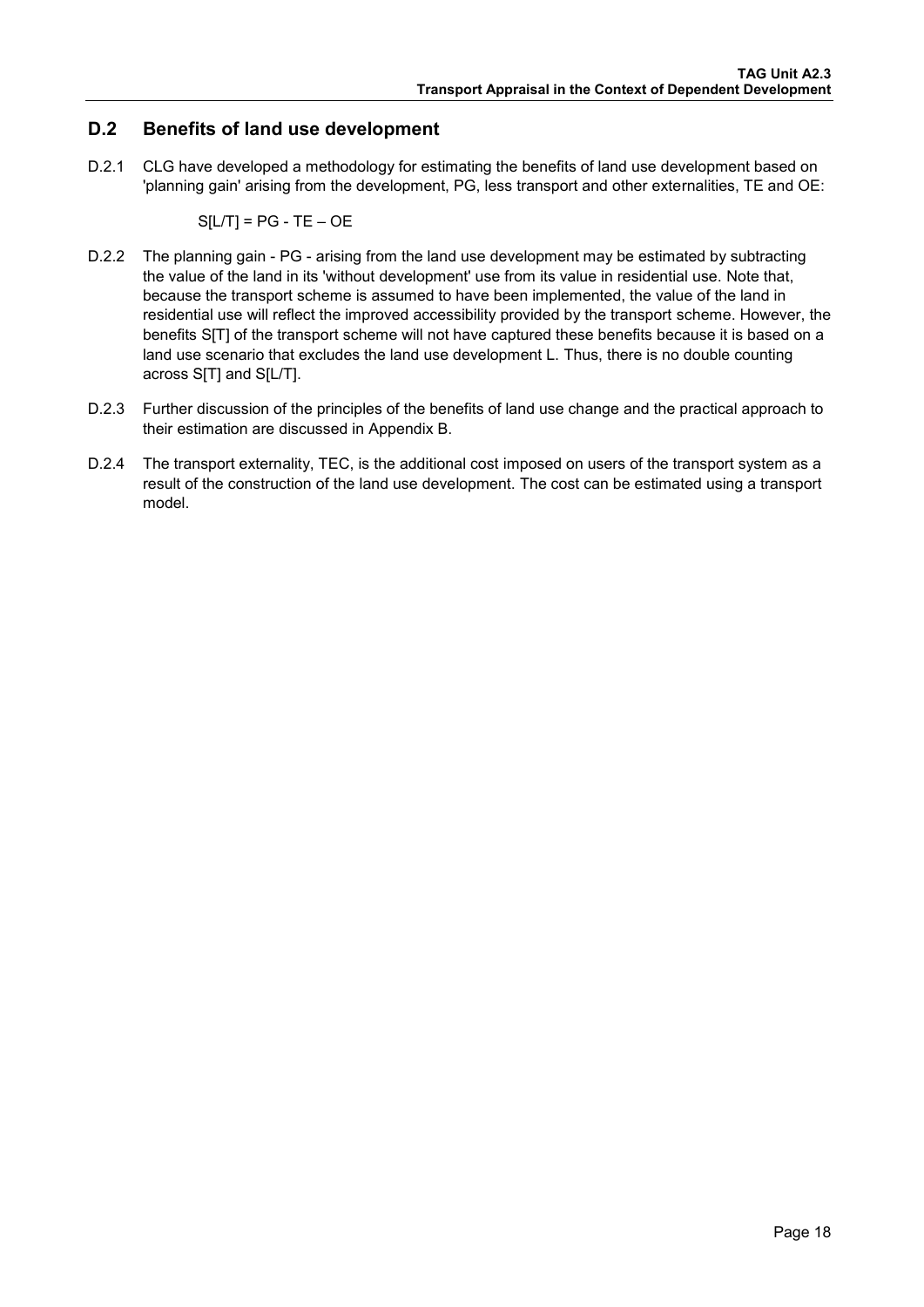## D.2 Benefits of land use development

D.2.1 CLG have developed a methodology for estimating the benefits of land use development based on 'planning gain' arising from the development, PG, less transport and other externalities, TE and OE:

$$S[L/T] = PG - TE - OE$$

D.2.2 The planning gain - PG - arising from the land use development may be estimated by subtracting the value of the land in its 'without development' use from its value in residential use. Note that, because the transport scheme is assumed to have been implemented, the value of the land in residential use will reflect the improved accessibility provided by the transport scheme. However, the benefits S[T] of the transport scheme will not have captured these benefits because it is based on a land use scenario that excludes the land use development L. Thus, there is no double counting across S[T] and S[L/T].

D.2.3 Further discussion of the principles of the benefits of land use change and the practical approach to their estimation are discussed in Appendix B.

D.2.4 The transport externality, TEC, is the additional cost imposed on users of the transport system as a result of the construction of the land use development. The cost can be estimated using a transport model.